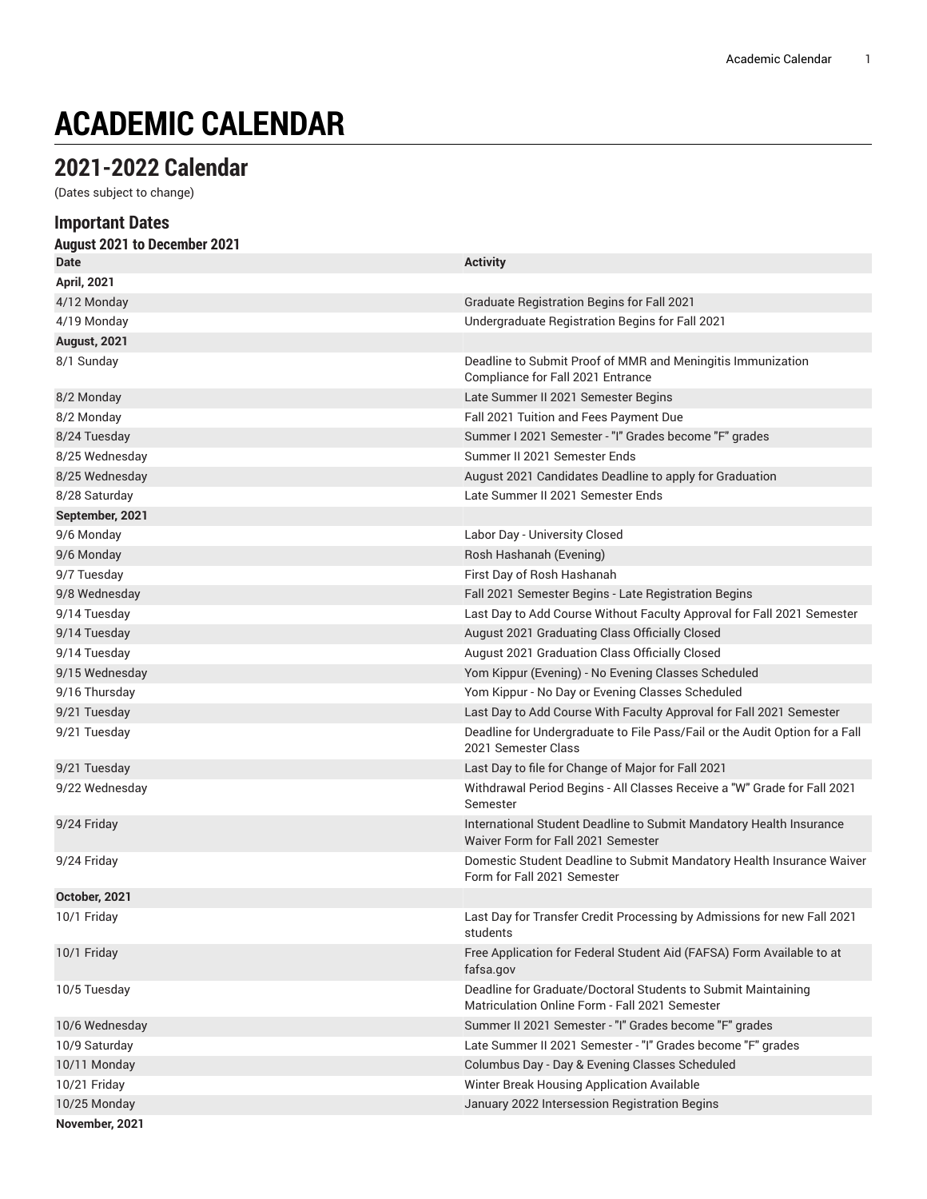# ACADEMIC CALENDAR

## 2021-2022 Calendar

(Dates subject to change)

### Important Dates

#### August 2021 to December 2021

| Date | Activity |
|---|---|
| **April, 2021** | |
| 4/12 Monday | Graduate Registration Begins for Fall 2021 |
| 4/19 Monday | Undergraduate Registration Begins for Fall 2021 |
| **August, 2021** | |
| 8/1 Sunday | Deadline to Submit Proof of MMR and Meningitis Immunization Compliance for Fall 2021 Entrance |
| 8/2 Monday | Late Summer II 2021 Semester Begins |
| 8/2 Monday | Fall 2021 Tuition and Fees Payment Due |
| 8/24 Tuesday | Summer I 2021 Semester - "I" Grades become "F" grades |
| 8/25 Wednesday | Summer II 2021 Semester Ends |
| 8/25 Wednesday | August 2021 Candidates Deadline to apply for Graduation |
| 8/28 Saturday | Late Summer II 2021 Semester Ends |
| **September, 2021** | |
| 9/6 Monday | Labor Day - University Closed |
| 9/6 Monday | Rosh Hashanah (Evening) |
| 9/7 Tuesday | First Day of Rosh Hashanah |
| 9/8 Wednesday | Fall 2021 Semester Begins - Late Registration Begins |
| 9/14 Tuesday | Last Day to Add Course Without Faculty Approval for Fall 2021 Semester |
| 9/14 Tuesday | August 2021 Graduating Class Officially Closed |
| 9/14 Tuesday | August 2021 Graduation Class Officially Closed |
| 9/15 Wednesday | Yom Kippur (Evening) - No Evening Classes Scheduled |
| 9/16 Thursday | Yom Kippur - No Day or Evening Classes Scheduled |
| 9/21 Tuesday | Last Day to Add Course With Faculty Approval for Fall 2021 Semester |
| 9/21 Tuesday | Deadline for Undergraduate to File Pass/Fail or the Audit Option for a Fall 2021 Semester Class |
| 9/21 Tuesday | Last Day to file for Change of Major for Fall 2021 |
| 9/22 Wednesday | Withdrawal Period Begins - All Classes Receive a "W" Grade for Fall 2021 Semester |
| 9/24 Friday | International Student Deadline to Submit Mandatory Health Insurance Waiver Form for Fall 2021 Semester |
| 9/24 Friday | Domestic Student Deadline to Submit Mandatory Health Insurance Waiver Form for Fall 2021 Semester |
| **October, 2021** | |
| 10/1 Friday | Last Day for Transfer Credit Processing by Admissions for new Fall 2021 students |
| 10/1 Friday | Free Application for Federal Student Aid (FAFSA) Form Available to at fafsa.gov |
| 10/5 Tuesday | Deadline for Graduate/Doctoral Students to Submit Maintaining Matriculation Online Form - Fall 2021 Semester |
| 10/6 Wednesday | Summer II 2021 Semester - "I" Grades become "F" grades |
| 10/9 Saturday | Late Summer II 2021 Semester - "I" Grades become "F" grades |
| 10/11 Monday | Columbus Day - Day & Evening Classes Scheduled |
| 10/21 Friday | Winter Break Housing Application Available |
| 10/25 Monday | January 2022 Intersession Registration Begins |
| **November, 2021** | |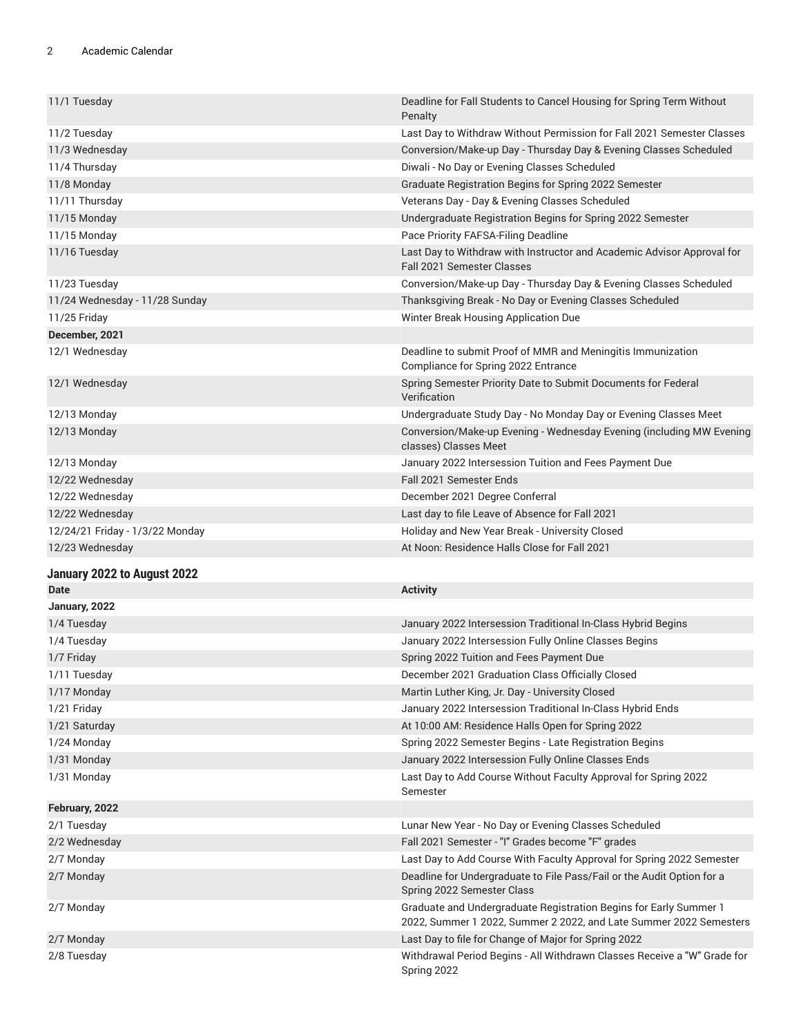| | |
|---|---|
| 11/1 Tuesday | Deadline for Fall Students to Cancel Housing for Spring Term Without Penalty |
| 11/2 Tuesday | Last Day to Withdraw Without Permission for Fall 2021 Semester Classes |
| 11/3 Wednesday | Conversion/Make-up Day - Thursday Day & Evening Classes Scheduled |
| 11/4 Thursday | Diwali - No Day or Evening Classes Scheduled |
| 11/8 Monday | Graduate Registration Begins for Spring 2022 Semester |
| 11/11 Thursday | Veterans Day - Day & Evening Classes Scheduled |
| 11/15 Monday | Undergraduate Registration Begins for Spring 2022 Semester |
| 11/15 Monday | Pace Priority FAFSA-Filing Deadline |
| 11/16 Tuesday | Last Day to Withdraw with Instructor and Academic Advisor Approval for Fall 2021 Semester Classes |
| 11/23 Tuesday | Conversion/Make-up Day - Thursday Day & Evening Classes Scheduled |
| 11/24 Wednesday - 11/28 Sunday | Thanksgiving Break - No Day or Evening Classes Scheduled |
| 11/25 Friday | Winter Break Housing Application Due |
| **December, 2021** | |
| 12/1 Wednesday | Deadline to submit Proof of MMR and Meningitis Immunization Compliance for Spring 2022 Entrance |
| 12/1 Wednesday | Spring Semester Priority Date to Submit Documents for Federal Verification |
| 12/13 Monday | Undergraduate Study Day - No Monday Day or Evening Classes Meet |
| 12/13 Monday | Conversion/Make-up Evening - Wednesday Evening (including MW Evening classes) Classes Meet |
| 12/13 Monday | January 2022 Intersession Tuition and Fees Payment Due |
| 12/22 Wednesday | Fall 2021 Semester Ends |
| 12/22 Wednesday | December 2021 Degree Conferral |
| 12/22 Wednesday | Last day to file Leave of Absence for Fall 2021 |
| 12/24/21 Friday - 1/3/22 Monday | Holiday and New Year Break - University Closed |
| 12/23 Wednesday | At Noon: Residence Halls Close for Fall 2021 |

## January 2022 to August 2022

| Date | Activity |
|---|---|
| **January, 2022** | |
| 1/4 Tuesday | January 2022 Intersession Traditional In-Class Hybrid Begins |
| 1/4 Tuesday | January 2022 Intersession Fully Online Classes Begins |
| 1/7 Friday | Spring 2022 Tuition and Fees Payment Due |
| 1/11 Tuesday | December 2021 Graduation Class Officially Closed |
| 1/17 Monday | Martin Luther King, Jr. Day - University Closed |
| 1/21 Friday | January 2022 Intersession Traditional In-Class Hybrid Ends |
| 1/21 Saturday | At 10:00 AM: Residence Halls Open for Spring 2022 |
| 1/24 Monday | Spring 2022 Semester Begins - Late Registration Begins |
| 1/31 Monday | January 2022 Intersession Fully Online Classes Ends |
| 1/31 Monday | Last Day to Add Course Without Faculty Approval for Spring 2022 Semester |
| **February, 2022** | |
| 2/1 Tuesday | Lunar New Year - No Day or Evening Classes Scheduled |
| 2/2 Wednesday | Fall 2021 Semester - "I" Grades become "F" grades |
| 2/7 Monday | Last Day to Add Course With Faculty Approval for Spring 2022 Semester |
| 2/7 Monday | Deadline for Undergraduate to File Pass/Fail or the Audit Option for a Spring 2022 Semester Class |
| 2/7 Monday | Graduate and Undergraduate Registration Begins for Early Summer 1 2022, Summer 1 2022, Summer 2 2022, and Late Summer 2022 Semesters |
| 2/7 Monday | Last Day to file for Change of Major for Spring 2022 |
| 2/8 Tuesday | Withdrawal Period Begins - All Withdrawn Classes Receive a "W" Grade for Spring 2022 |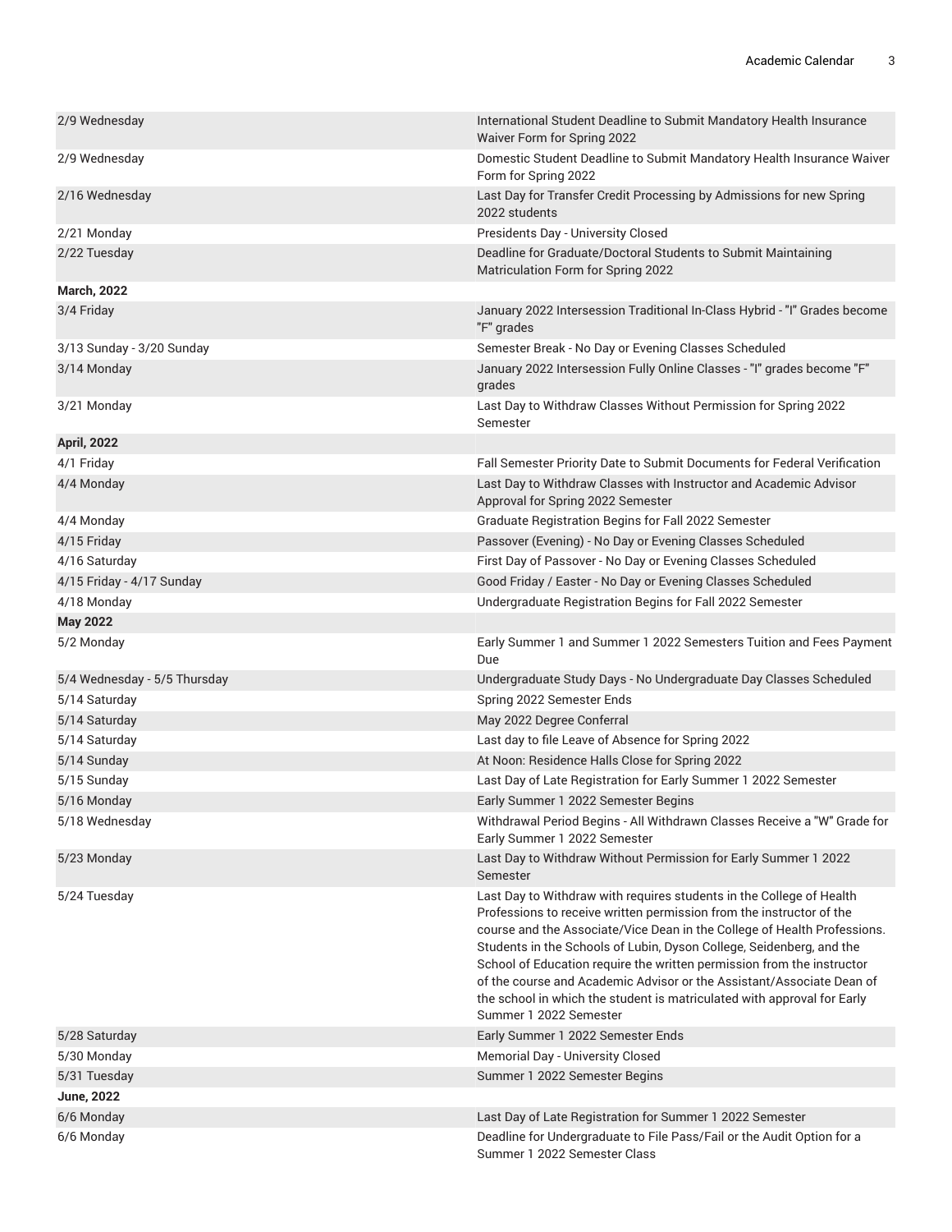| | |
|---|---|
| 2/9 Wednesday | International Student Deadline to Submit Mandatory Health Insurance Waiver Form for Spring 2022 |
| 2/9 Wednesday | Domestic Student Deadline to Submit Mandatory Health Insurance Waiver Form for Spring 2022 |
| 2/16 Wednesday | Last Day for Transfer Credit Processing by Admissions for new Spring 2022 students |
| 2/21 Monday | Presidents Day - University Closed |
| 2/22 Tuesday | Deadline for Graduate/Doctoral Students to Submit Maintaining Matriculation Form for Spring 2022 |
| **March, 2022** | |
| 3/4 Friday | January 2022 Intersession Traditional In-Class Hybrid - "I" Grades become "F" grades |
| 3/13 Sunday - 3/20 Sunday | Semester Break - No Day or Evening Classes Scheduled |
| 3/14 Monday | January 2022 Intersession Fully Online Classes - "I" grades become "F" grades |
| 3/21 Monday | Last Day to Withdraw Classes Without Permission for Spring 2022 Semester |
| **April, 2022** | |
| 4/1 Friday | Fall Semester Priority Date to Submit Documents for Federal Verification |
| 4/4 Monday | Last Day to Withdraw Classes with Instructor and Academic Advisor Approval for Spring 2022 Semester |
| 4/4 Monday | Graduate Registration Begins for Fall 2022 Semester |
| 4/15 Friday | Passover (Evening) - No Day or Evening Classes Scheduled |
| 4/16 Saturday | First Day of Passover - No Day or Evening Classes Scheduled |
| 4/15 Friday - 4/17 Sunday | Good Friday / Easter - No Day or Evening Classes Scheduled |
| 4/18 Monday | Undergraduate Registration Begins for Fall 2022 Semester |
| **May 2022** | |
| 5/2 Monday | Early Summer 1 and Summer 1 2022 Semesters Tuition and Fees Payment Due |
| 5/4 Wednesday - 5/5 Thursday | Undergraduate Study Days - No Undergraduate Day Classes Scheduled |
| 5/14 Saturday | Spring 2022 Semester Ends |
| 5/14 Saturday | May 2022 Degree Conferral |
| 5/14 Saturday | Last day to file Leave of Absence for Spring 2022 |
| 5/14 Sunday | At Noon: Residence Halls Close for Spring 2022 |
| 5/15 Sunday | Last Day of Late Registration for Early Summer 1 2022 Semester |
| 5/16 Monday | Early Summer 1 2022 Semester Begins |
| 5/18 Wednesday | Withdrawal Period Begins - All Withdrawn Classes Receive a "W" Grade for Early Summer 1 2022 Semester |
| 5/23 Monday | Last Day to Withdraw Without Permission for Early Summer 1 2022 Semester |
| 5/24 Tuesday | Last Day to Withdraw with requires students in the College of Health Professions to receive written permission from the instructor of the course and the Associate/Vice Dean in the College of Health Professions. Students in the Schools of Lubin, Dyson College, Seidenberg, and the School of Education require the written permission from the instructor of the course and Academic Advisor or the Assistant/Associate Dean of the school in which the student is matriculated with approval for Early Summer 1 2022 Semester |
| 5/28 Saturday | Early Summer 1 2022 Semester Ends |
| 5/30 Monday | Memorial Day - University Closed |
| 5/31 Tuesday | Summer 1 2022 Semester Begins |
| **June, 2022** | |
| 6/6 Monday | Last Day of Late Registration for Summer 1 2022 Semester |
| 6/6 Monday | Deadline for Undergraduate to File Pass/Fail or the Audit Option for a Summer 1 2022 Semester Class |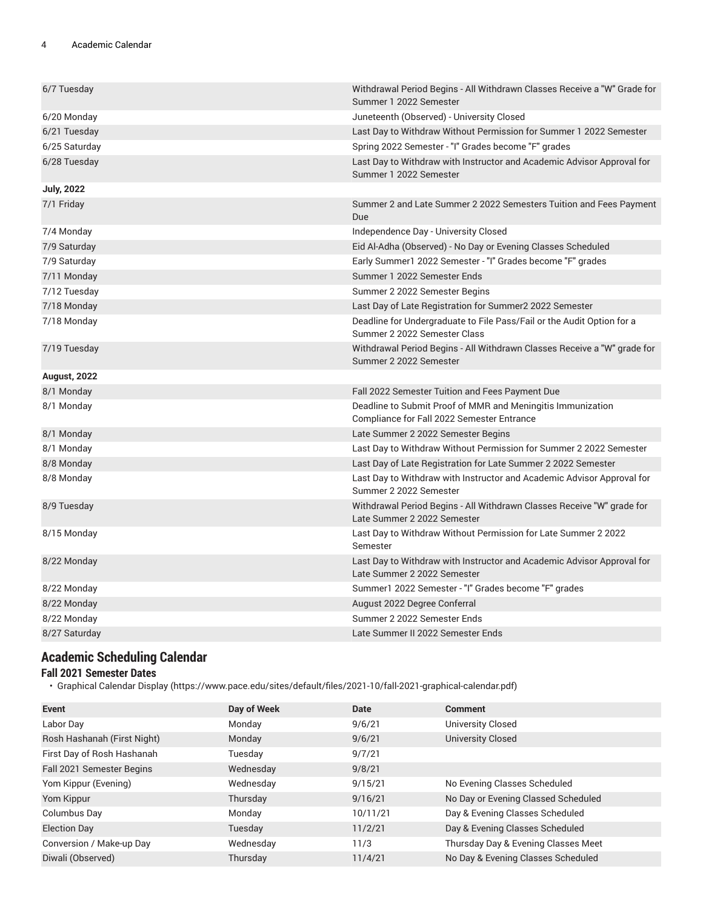| | |
|---|---|
| 6/7 Tuesday | Withdrawal Period Begins - All Withdrawn Classes Receive a "W" Grade for Summer 1 2022 Semester |
| 6/20 Monday | Juneteenth (Observed) - University Closed |
| 6/21 Tuesday | Last Day to Withdraw Without Permission for Summer 1 2022 Semester |
| 6/25 Saturday | Spring 2022 Semester - "I" Grades become "F" grades |
| 6/28 Tuesday | Last Day to Withdraw with Instructor and Academic Advisor Approval for Summer 1 2022 Semester |
| **July, 2022** | |
| 7/1 Friday | Summer 2 and Late Summer 2 2022 Semesters Tuition and Fees Payment Due |
| 7/4 Monday | Independence Day - University Closed |
| 7/9 Saturday | Eid Al-Adha (Observed) - No Day or Evening Classes Scheduled |
| 7/9 Saturday | Early Summer1 2022 Semester - "I" Grades become "F" grades |
| 7/11 Monday | Summer 1 2022 Semester Ends |
| 7/12 Tuesday | Summer 2 2022 Semester Begins |
| 7/18 Monday | Last Day of Late Registration for Summer2 2022 Semester |
| 7/18 Monday | Deadline for Undergraduate to File Pass/Fail or the Audit Option for a Summer 2 2022 Semester Class |
| 7/19 Tuesday | Withdrawal Period Begins - All Withdrawn Classes Receive a "W" grade for Summer 2 2022 Semester |
| **August, 2022** | |
| 8/1 Monday | Fall 2022 Semester Tuition and Fees Payment Due |
| 8/1 Monday | Deadline to Submit Proof of MMR and Meningitis Immunization Compliance for Fall 2022 Semester Entrance |
| 8/1 Monday | Late Summer 2 2022 Semester Begins |
| 8/1 Monday | Last Day to Withdraw Without Permission for Summer 2 2022 Semester |
| 8/8 Monday | Last Day of Late Registration for Late Summer 2 2022 Semester |
| 8/8 Monday | Last Day to Withdraw with Instructor and Academic Advisor Approval for Summer 2 2022 Semester |
| 8/9 Tuesday | Withdrawal Period Begins - All Withdrawn Classes Receive "W" grade for Late Summer 2 2022 Semester |
| 8/15 Monday | Last Day to Withdraw Without Permission for Late Summer 2 2022 Semester |
| 8/22 Monday | Last Day to Withdraw with Instructor and Academic Advisor Approval for Late Summer 2 2022 Semester |
| 8/22 Monday | Summer1 2022 Semester - "I" Grades become "F" grades |
| 8/22 Monday | August 2022 Degree Conferral |
| 8/22 Monday | Summer 2 2022 Semester Ends |
| 8/27 Saturday | Late Summer II 2022 Semester Ends |

## Academic Scheduling Calendar

### Fall 2021 Semester Dates

- Graphical Calendar Display (https://www.pace.edu/sites/default/files/2021-10/fall-2021-graphical-calendar.pdf)

| Event | Day of Week | Date | Comment |
|---|---|---|---|
| Labor Day | Monday | 9/6/21 | University Closed |
| Rosh Hashanah (First Night) | Monday | 9/6/21 | University Closed |
| First Day of Rosh Hashanah | Tuesday | 9/7/21 | |
| Fall 2021 Semester Begins | Wednesday | 9/8/21 | |
| Yom Kippur (Evening) | Wednesday | 9/15/21 | No Evening Classes Scheduled |
| Yom Kippur | Thursday | 9/16/21 | No Day or Evening Classed Scheduled |
| Columbus Day | Monday | 10/11/21 | Day & Evening Classes Scheduled |
| Election Day | Tuesday | 11/2/21 | Day & Evening Classes Scheduled |
| Conversion / Make-up Day | Wednesday | 11/3 | Thursday Day & Evening Classes Meet |
| Diwali (Observed) | Thursday | 11/4/21 | No Day & Evening Classes Scheduled |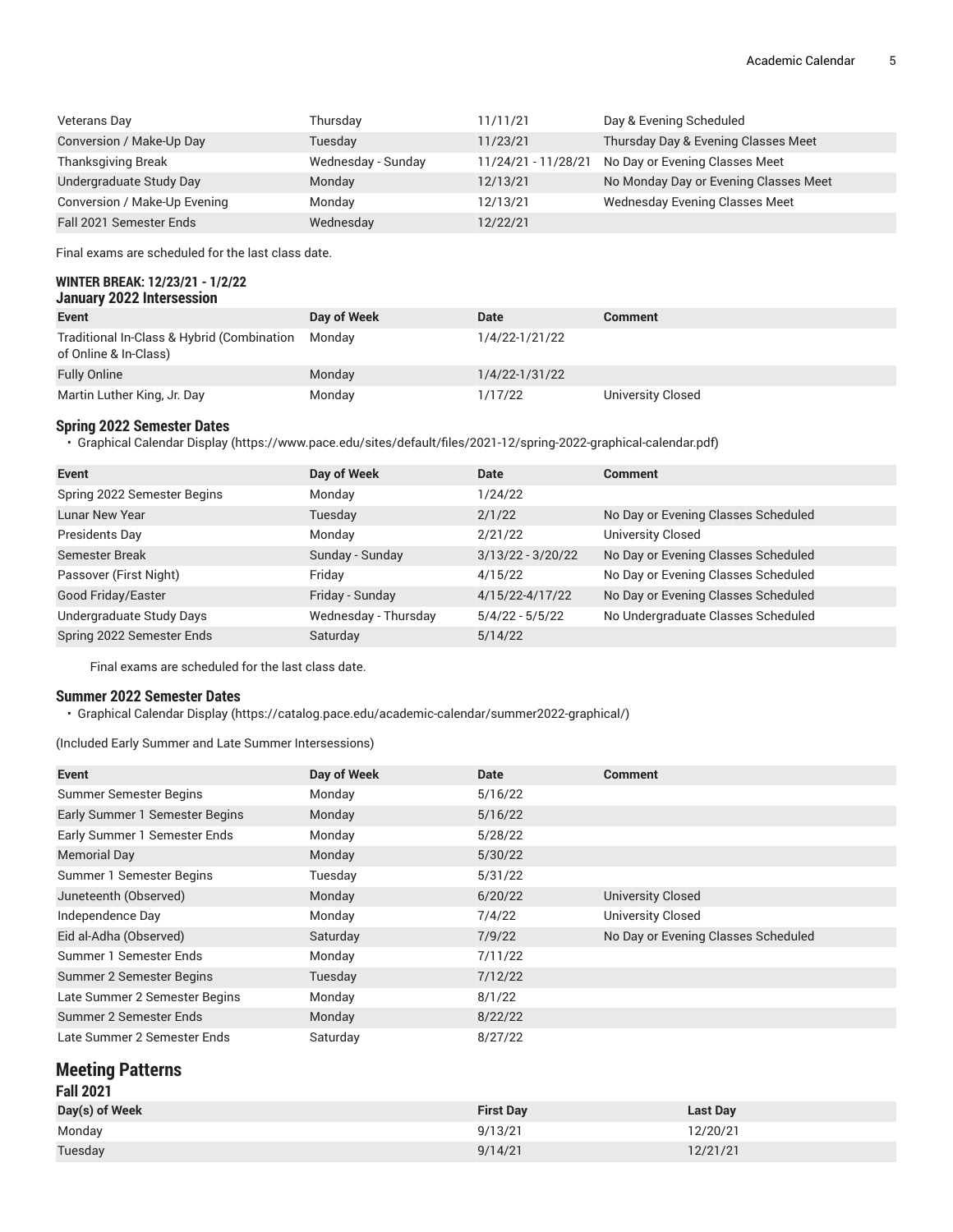| Veterans Day | Thursday | 11/11/21 | Day & Evening Scheduled |
|---|---|---|---|
| Conversion / Make-Up Day | Tuesday | 11/23/21 | Thursday Day & Evening Classes Meet |
| Thanksgiving Break | Wednesday - Sunday | 11/24/21 - 11/28/21 | No Day or Evening Classes Meet |
| Undergraduate Study Day | Monday | 12/13/21 | No Monday Day or Evening Classes Meet |
| Conversion / Make-Up Evening | Monday | 12/13/21 | Wednesday Evening Classes Meet |
| Fall 2021 Semester Ends | Wednesday | 12/22/21 | |

Final exams are scheduled for the last class date.

#### WINTER BREAK: 12/23/21 - 1/2/22

### January 2022 Intersession

| Event | Day of Week | Date | Comment |
|---|---|---|---|
| Traditional In-Class & Hybrid (Combination of Online & In-Class) | Monday | 1/4/22-1/21/22 | |
| Fully Online | Monday | 1/4/22-1/31/22 | |
| Martin Luther King, Jr. Day | Monday | 1/17/22 | University Closed |

### Spring 2022 Semester Dates

- Graphical Calendar Display (https://www.pace.edu/sites/default/files/2021-12/spring-2022-graphical-calendar.pdf)

| Event | Day of Week | Date | Comment |
|---|---|---|---|
| Spring 2022 Semester Begins | Monday | 1/24/22 | |
| Lunar New Year | Tuesday | 2/1/22 | No Day or Evening Classes Scheduled |
| Presidents Day | Monday | 2/21/22 | University Closed |
| Semester Break | Sunday - Sunday | 3/13/22 - 3/20/22 | No Day or Evening Classes Scheduled |
| Passover (First Night) | Friday | 4/15/22 | No Day or Evening Classes Scheduled |
| Good Friday/Easter | Friday - Sunday | 4/15/22-4/17/22 | No Day or Evening Classes Scheduled |
| Undergraduate Study Days | Wednesday - Thursday | 5/4/22 - 5/5/22 | No Undergraduate Classes Scheduled |
| Spring 2022 Semester Ends | Saturday | 5/14/22 | |

Final exams are scheduled for the last class date.

### Summer 2022 Semester Dates

- Graphical Calendar Display (https://catalog.pace.edu/academic-calendar/summer2022-graphical/)

(Included Early Summer and Late Summer Intersessions)

| Event | Day of Week | Date | Comment |
|---|---|---|---|
| Summer Semester Begins | Monday | 5/16/22 | |
| Early Summer 1 Semester Begins | Monday | 5/16/22 | |
| Early Summer 1 Semester Ends | Monday | 5/28/22 | |
| Memorial Day | Monday | 5/30/22 | |
| Summer 1 Semester Begins | Tuesday | 5/31/22 | |
| Juneteenth (Observed) | Monday | 6/20/22 | University Closed |
| Independence Day | Monday | 7/4/22 | University Closed |
| Eid al-Adha (Observed) | Saturday | 7/9/22 | No Day or Evening Classes Scheduled |
| Summer 1 Semester Ends | Monday | 7/11/22 | |
| Summer 2 Semester Begins | Tuesday | 7/12/22 | |
| Late Summer 2 Semester Begins | Monday | 8/1/22 | |
| Summer 2 Semester Ends | Monday | 8/22/22 | |
| Late Summer 2 Semester Ends | Saturday | 8/27/22 | |

## Meeting Patterns

### Fall 2021

| Day(s) of Week | First Day | Last Day |
|---|---|---|
| Monday | 9/13/21 | 12/20/21 |
| Tuesday | 9/14/21 | 12/21/21 |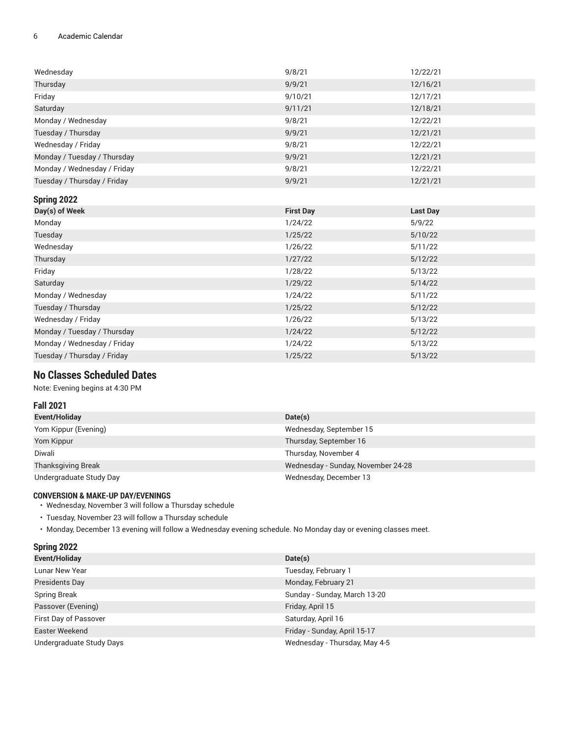| | | |
|---|---|---|
| Wednesday | 9/8/21 | 12/22/21 |
| Thursday | 9/9/21 | 12/16/21 |
| Friday | 9/10/21 | 12/17/21 |
| Saturday | 9/11/21 | 12/18/21 |
| Monday / Wednesday | 9/8/21 | 12/22/21 |
| Tuesday / Thursday | 9/9/21 | 12/21/21 |
| Wednesday / Friday | 9/8/21 | 12/22/21 |
| Monday / Tuesday / Thursday | 9/9/21 | 12/21/21 |
| Monday / Wednesday / Friday | 9/8/21 | 12/22/21 |
| Tuesday / Thursday / Friday | 9/9/21 | 12/21/21 |

### Spring 2022

| Day(s) of Week | First Day | Last Day |
|---|---|---|
| Monday | 1/24/22 | 5/9/22 |
| Tuesday | 1/25/22 | 5/10/22 |
| Wednesday | 1/26/22 | 5/11/22 |
| Thursday | 1/27/22 | 5/12/22 |
| Friday | 1/28/22 | 5/13/22 |
| Saturday | 1/29/22 | 5/14/22 |
| Monday / Wednesday | 1/24/22 | 5/11/22 |
| Tuesday / Thursday | 1/25/22 | 5/12/22 |
| Wednesday / Friday | 1/26/22 | 5/13/22 |
| Monday / Tuesday / Thursday | 1/24/22 | 5/12/22 |
| Monday / Wednesday / Friday | 1/24/22 | 5/13/22 |
| Tuesday / Thursday / Friday | 1/25/22 | 5/13/22 |

## No Classes Scheduled Dates

Note: Evening begins at 4:30 PM

### Fall 2021

| Event/Holiday | Date(s) |
|---|---|
| Yom Kippur (Evening) | Wednesday, September 15 |
| Yom Kippur | Thursday, September 16 |
| Diwali | Thursday, November 4 |
| Thanksgiving Break | Wednesday - Sunday, November 24-28 |
| Undergraduate Study Day | Wednesday, December 13 |

#### CONVERSION & MAKE-UP DAY/EVENINGS

- Wednesday, November 3 will follow a Thursday schedule
- Tuesday, November 23 will follow a Thursday schedule
- Monday, December 13 evening will follow a Wednesday evening schedule. No Monday day or evening classes meet.

### Spring 2022

| Event/Holiday | Date(s) |
|---|---|
| Lunar New Year | Tuesday, February 1 |
| Presidents Day | Monday, February 21 |
| Spring Break | Sunday - Sunday, March 13-20 |
| Passover (Evening) | Friday, April 15 |
| First Day of Passover | Saturday, April 16 |
| Easter Weekend | Friday - Sunday, April 15-17 |
| Undergraduate Study Days | Wednesday - Thursday, May 4-5 |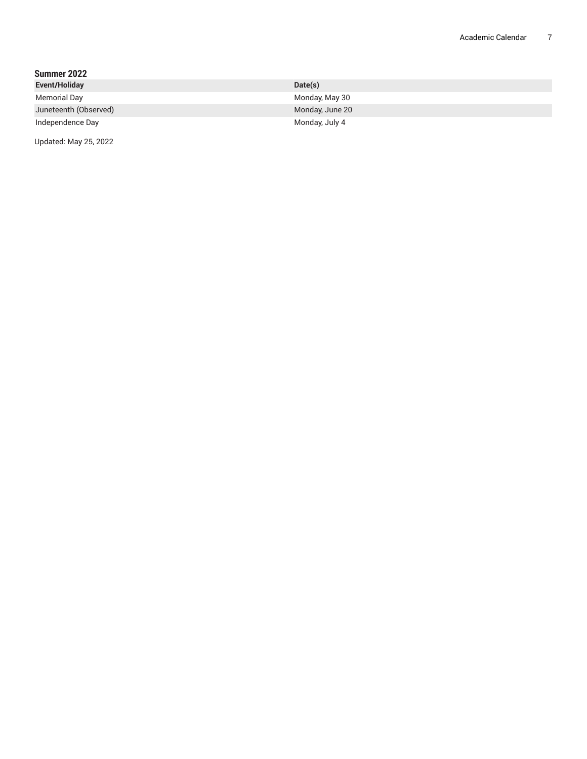## Summer 2022

| Event/Holiday | Date(s) |
| --- | --- |
| Memorial Day | Monday, May 30 |
| Juneteenth (Observed) | Monday, June 20 |
| Independence Day | Monday, July 4 |

Updated: May 25, 2022